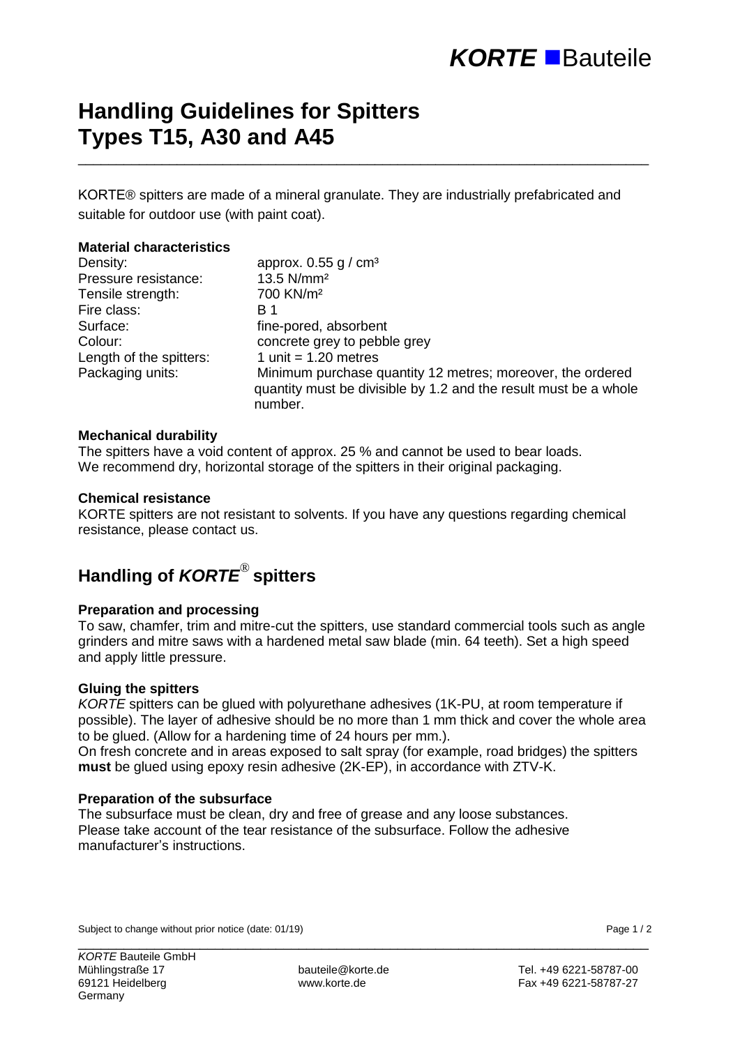# Handling Guidelines for Spitters Types T15, A30 and A45

KORTE® spitters are made of a mineral granulate. They are industrially prefabricated and suitable for outdoor use (with paint coat).

### Material characteristics

| | |
|---|---|
| Density: | approx. 0.55 g / cm³ |
| Pressure resistance: | 13.5 N/mm² |
| Tensile strength: | 700 KN/m² |
| Fire class: | B 1 |
| Surface: | fine-pored, absorbent |
| Colour: | concrete grey to pebble grey |
| Length of the spitters: | 1 unit = 1.20 metres |
| Packaging units: | Minimum purchase quantity 12 metres; moreover, the ordered quantity must be divisible by 1.2 and the result must be a whole number. |

### Mechanical durability

The spitters have a void content of approx. 25 % and cannot be used to bear loads. We recommend dry, horizontal storage of the spitters in their original packaging.

### Chemical resistance

KORTE spitters are not resistant to solvents. If you have any questions regarding chemical resistance, please contact us.

## Handling of *KORTE*® spitters

### Preparation and processing

To saw, chamfer, trim and mitre-cut the spitters, use standard commercial tools such as angle grinders and mitre saws with a hardened metal saw blade (min. 64 teeth). Set a high speed and apply little pressure.

### Gluing the spitters

*KORTE* spitters can be glued with polyurethane adhesives (1K-PU, at room temperature if possible). The layer of adhesive should be no more than 1 mm thick and cover the whole area to be glued. (Allow for a hardening time of 24 hours per mm.).

On fresh concrete and in areas exposed to salt spray (for example, road bridges) the spitters **must** be glued using epoxy resin adhesive (2K-EP), in accordance with ZTV-K.

### Preparation of the subsurface

The subsurface must be clean, dry and free of grease and any loose substances. Please take account of the tear resistance of the subsurface. Follow the adhesive manufacturer's instructions.

Subject to change without prior notice (date: 01/19)

*KORTE* Bauteile GmbH
Mühlingstraße 17
69121 Heidelberg
Germany

bauteile@korte.de
www.korte.de

Tel. +49 6221-58787-00
Fax +49 6221-58787-27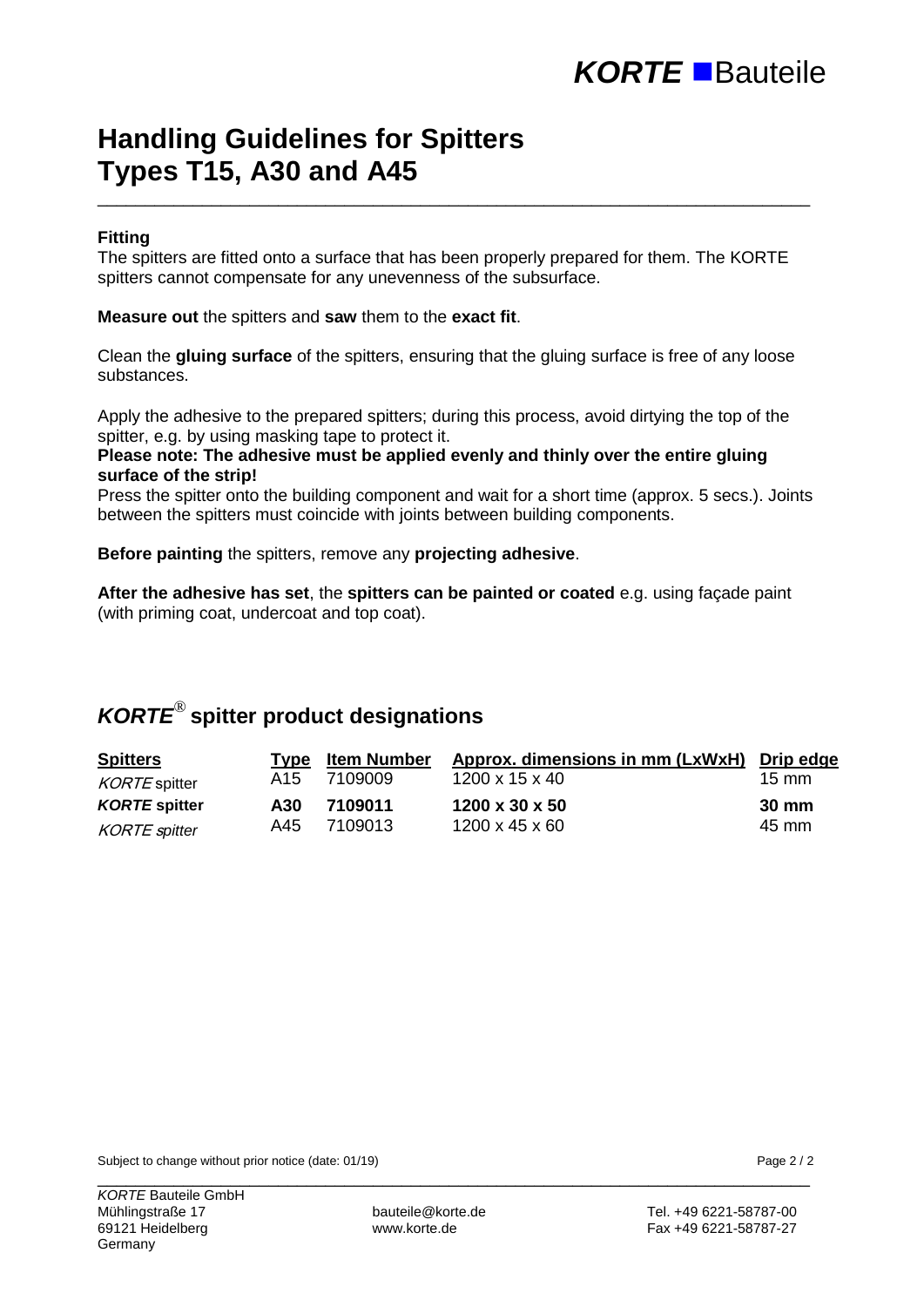# Handling Guidelines for Spitters Types T15, A30 and A45

**Fitting**

The spitters are fitted onto a surface that has been properly prepared for them. The KORTE spitters cannot compensate for any unevenness of the subsurface.

**Measure out** the spitters and **saw** them to the **exact fit**.

Clean the **gluing surface** of the spitters, ensuring that the gluing surface is free of any loose substances.

Apply the adhesive to the prepared spitters; during this process, avoid dirtying the top of the spitter, e.g. by using masking tape to protect it.

**Please note: The adhesive must be applied evenly and thinly over the entire gluing surface of the strip!**

Press the spitter onto the building component and wait for a short time (approx. 5 secs.). Joints between the spitters must coincide with joints between building components.

**Before painting** the spitters, remove any **projecting adhesive**.

**After the adhesive has set**, the **spitters can be painted or coated** e.g. using façade paint (with priming coat, undercoat and top coat).

## ***KORTE***® spitter product designations

| Spitters | Type | Item Number | Approx. dimensions in mm (LxWxH) | Drip edge |
|---|---|---|---|---|
| *KORTE* spitter | A15 | 7109009 | 1200 x 15 x 40 | 15 mm |
| ***KORTE* spitter** | **A30** | **7109011** | **1200 x 30 x 50** | **30 mm** |
| *KORTE spitter* | A45 | 7109013 | 1200 x 45 x 60 | 45 mm |

Subject to change without prior notice (date: 01/19)

*KORTE* Bauteile GmbH
Mühlingstraße 17
69121 Heidelberg
Germany

bauteile@korte.de
www.korte.de

Tel. +49 6221-58787-00
Fax +49 6221-58787-27